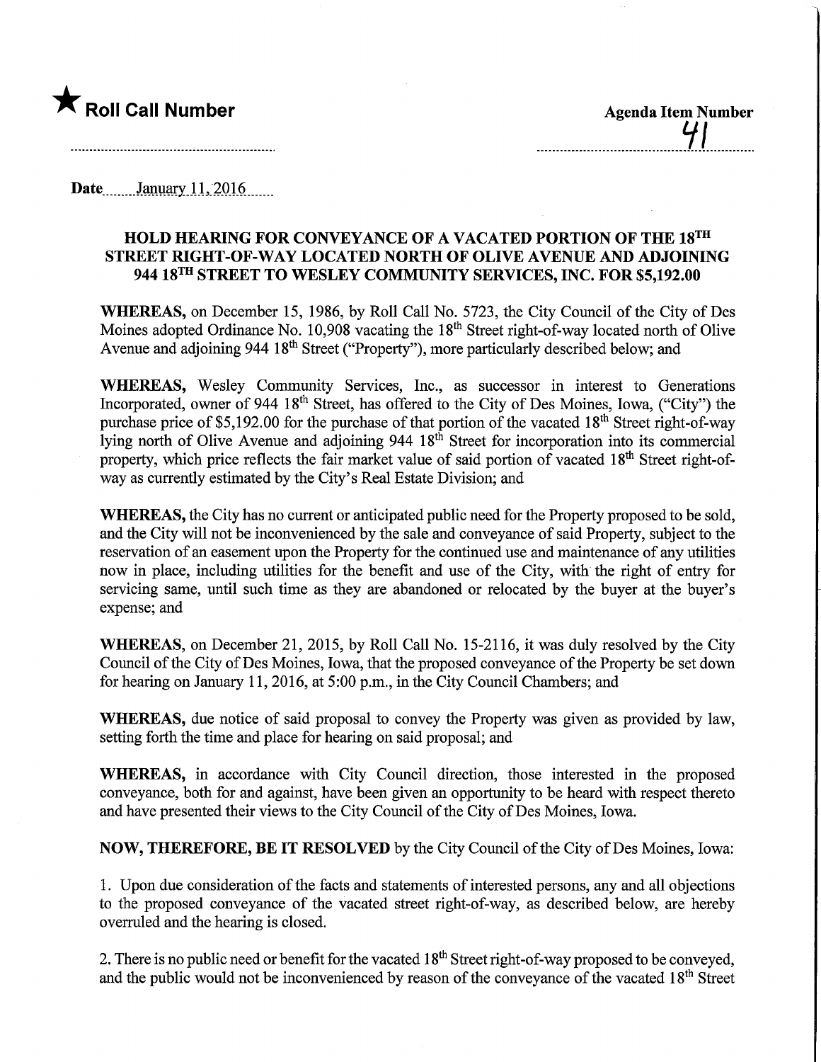★ **Roll Call Number**

**Agenda Item Number**
41

Date January 11, 2016

**HOLD HEARING FOR CONVEYANCE OF A VACATED PORTION OF THE 18TH STREET RIGHT-OF-WAY LOCATED NORTH OF OLIVE AVENUE AND ADJOINING 944 18TH STREET TO WESLEY COMMUNITY SERVICES, INC. FOR $5,192.00**

**WHEREAS,** on December 15, 1986, by Roll Call No. 5723, the City Council of the City of Des Moines adopted Ordinance No. 10,908 vacating the 18th Street right-of-way located north of Olive Avenue and adjoining 944 18th Street ("Property"), more particularly described below; and

**WHEREAS,** Wesley Community Services, Inc., as successor in interest to Generations Incorporated, owner of 944 18th Street, has offered to the City of Des Moines, Iowa, ("City") the purchase price of $5,192.00 for the purchase of that portion of the vacated 18th Street right-of-way lying north of Olive Avenue and adjoining 944 18th Street for incorporation into its commercial property, which price reflects the fair market value of said portion of vacated 18th Street right-of-way as currently estimated by the City's Real Estate Division; and

**WHEREAS,** the City has no current or anticipated public need for the Property proposed to be sold, and the City will not be inconvenienced by the sale and conveyance of said Property, subject to the reservation of an easement upon the Property for the continued use and maintenance of any utilities now in place, including utilities for the benefit and use of the City, with the right of entry for servicing same, until such time as they are abandoned or relocated by the buyer at the buyer's expense; and

**WHEREAS,** on December 21, 2015, by Roll Call No. 15-2116, it was duly resolved by the City Council of the City of Des Moines, Iowa, that the proposed conveyance of the Property be set down for hearing on January 11, 2016, at 5:00 p.m., in the City Council Chambers; and

**WHEREAS,** due notice of said proposal to convey the Property was given as provided by law, setting forth the time and place for hearing on said proposal; and

**WHEREAS,** in accordance with City Council direction, those interested in the proposed conveyance, both for and against, have been given an opportunity to be heard with respect thereto and have presented their views to the City Council of the City of Des Moines, Iowa.

**NOW, THEREFORE, BE IT RESOLVED** by the City Council of the City of Des Moines, Iowa:

1. Upon due consideration of the facts and statements of interested persons, any and all objections to the proposed conveyance of the vacated street right-of-way, as described below, are hereby overruled and the hearing is closed.

2. There is no public need or benefit for the vacated 18th Street right-of-way proposed to be conveyed, and the public would not be inconvenienced by reason of the conveyance of the vacated 18th Street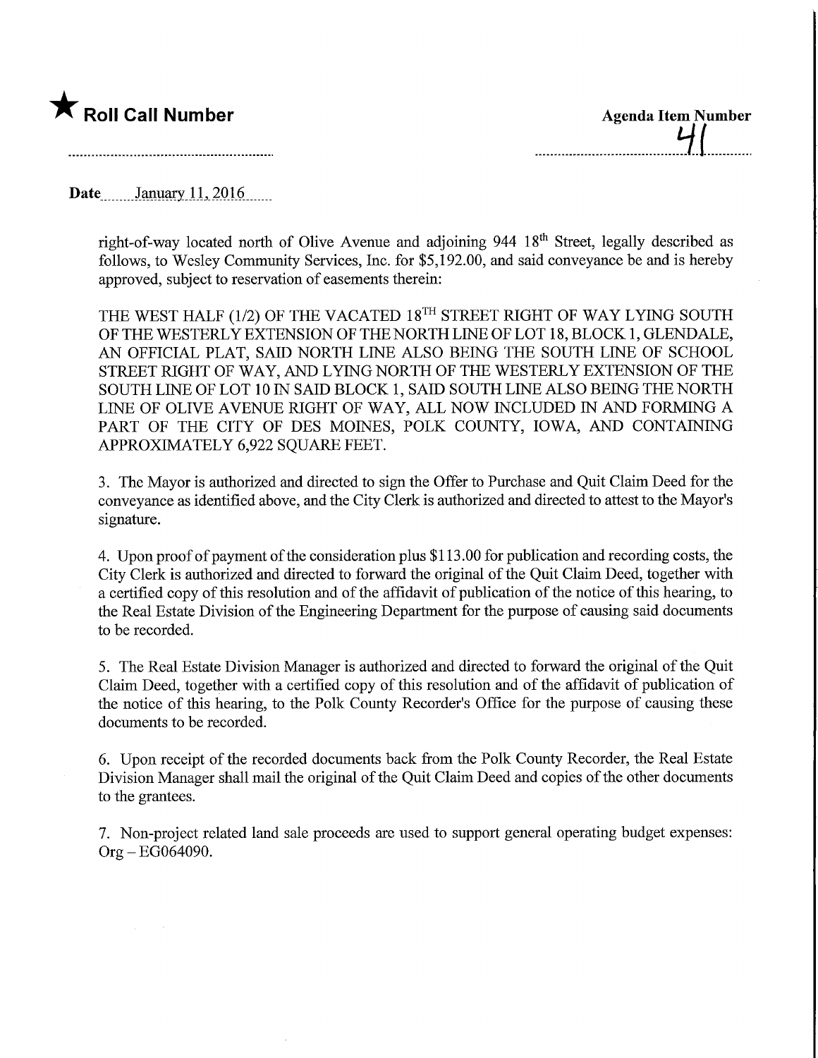★ **Roll Call Number**

**Agenda Item Number**
41

**Date** January 11, 2016

right-of-way located north of Olive Avenue and adjoining 944 18th Street, legally described as follows, to Wesley Community Services, Inc. for $5,192.00, and said conveyance be and is hereby approved, subject to reservation of easements therein:

THE WEST HALF (1/2) OF THE VACATED 18TH STREET RIGHT OF WAY LYING SOUTH OF THE WESTERLY EXTENSION OF THE NORTH LINE OF LOT 18, BLOCK 1, GLENDALE, AN OFFICIAL PLAT, SAID NORTH LINE ALSO BEING THE SOUTH LINE OF SCHOOL STREET RIGHT OF WAY, AND LYING NORTH OF THE WESTERLY EXTENSION OF THE SOUTH LINE OF LOT 10 IN SAID BLOCK 1, SAID SOUTH LINE ALSO BEING THE NORTH LINE OF OLIVE AVENUE RIGHT OF WAY, ALL NOW INCLUDED IN AND FORMING A PART OF THE CITY OF DES MOINES, POLK COUNTY, IOWA, AND CONTAINING APPROXIMATELY 6,922 SQUARE FEET.

3. The Mayor is authorized and directed to sign the Offer to Purchase and Quit Claim Deed for the conveyance as identified above, and the City Clerk is authorized and directed to attest to the Mayor's signature.

4. Upon proof of payment of the consideration plus $113.00 for publication and recording costs, the City Clerk is authorized and directed to forward the original of the Quit Claim Deed, together with a certified copy of this resolution and of the affidavit of publication of the notice of this hearing, to the Real Estate Division of the Engineering Department for the purpose of causing said documents to be recorded.

5. The Real Estate Division Manager is authorized and directed to forward the original of the Quit Claim Deed, together with a certified copy of this resolution and of the affidavit of publication of the notice of this hearing, to the Polk County Recorder's Office for the purpose of causing these documents to be recorded.

6. Upon receipt of the recorded documents back from the Polk County Recorder, the Real Estate Division Manager shall mail the original of the Quit Claim Deed and copies of the other documents to the grantees.

7. Non-project related land sale proceeds are used to support general operating budget expenses: Org – EG064090.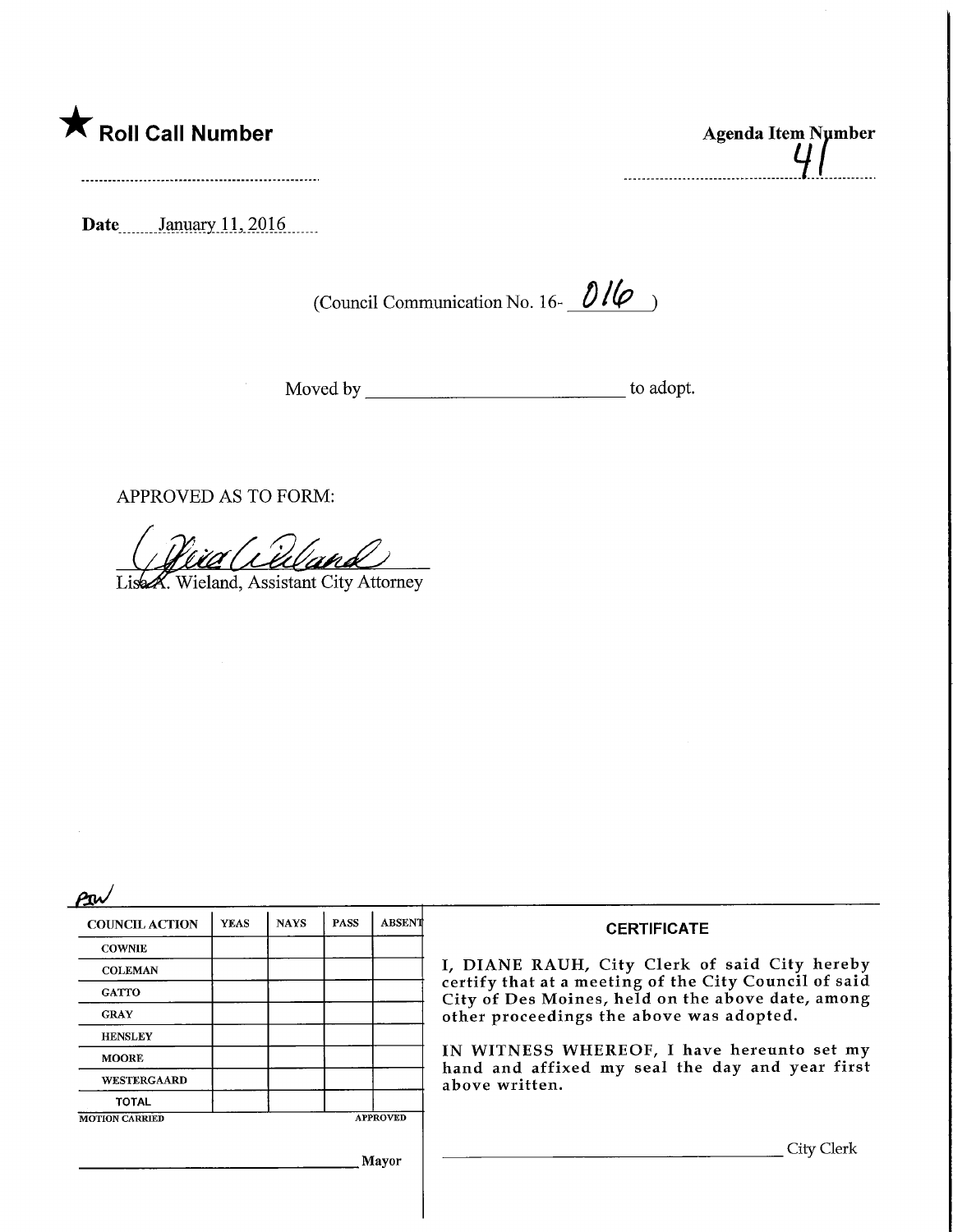★ **Roll Call Number**

**Agenda Item Number**
41

**Date** January 11, 2016

(Council Communication No. 16- 016 )

Moved by ______________________ to adopt.

APPROVED AS TO FORM:

Lisa A. Wieland, Assistant City Attorney

PW

| COUNCIL ACTION | YEAS | NAYS | PASS | ABSENT |
|---|---|---|---|---|
| COWNIE | | | | |
| COLEMAN | | | | |
| GATTO | | | | |
| GRAY | | | | |
| HENSLEY | | | | |
| MOORE | | | | |
| WESTERGAARD | | | | |
| TOTAL | | | | |

MOTION CARRIED APPROVED

______________________ Mayor

**CERTIFICATE**

I, DIANE RAUH, City Clerk of said City hereby certify that at a meeting of the City Council of said City of Des Moines, held on the above date, among other proceedings the above was adopted.

IN WITNESS WHEREOF, I have hereunto set my hand and affixed my seal the day and year first above written.

______________________ City Clerk